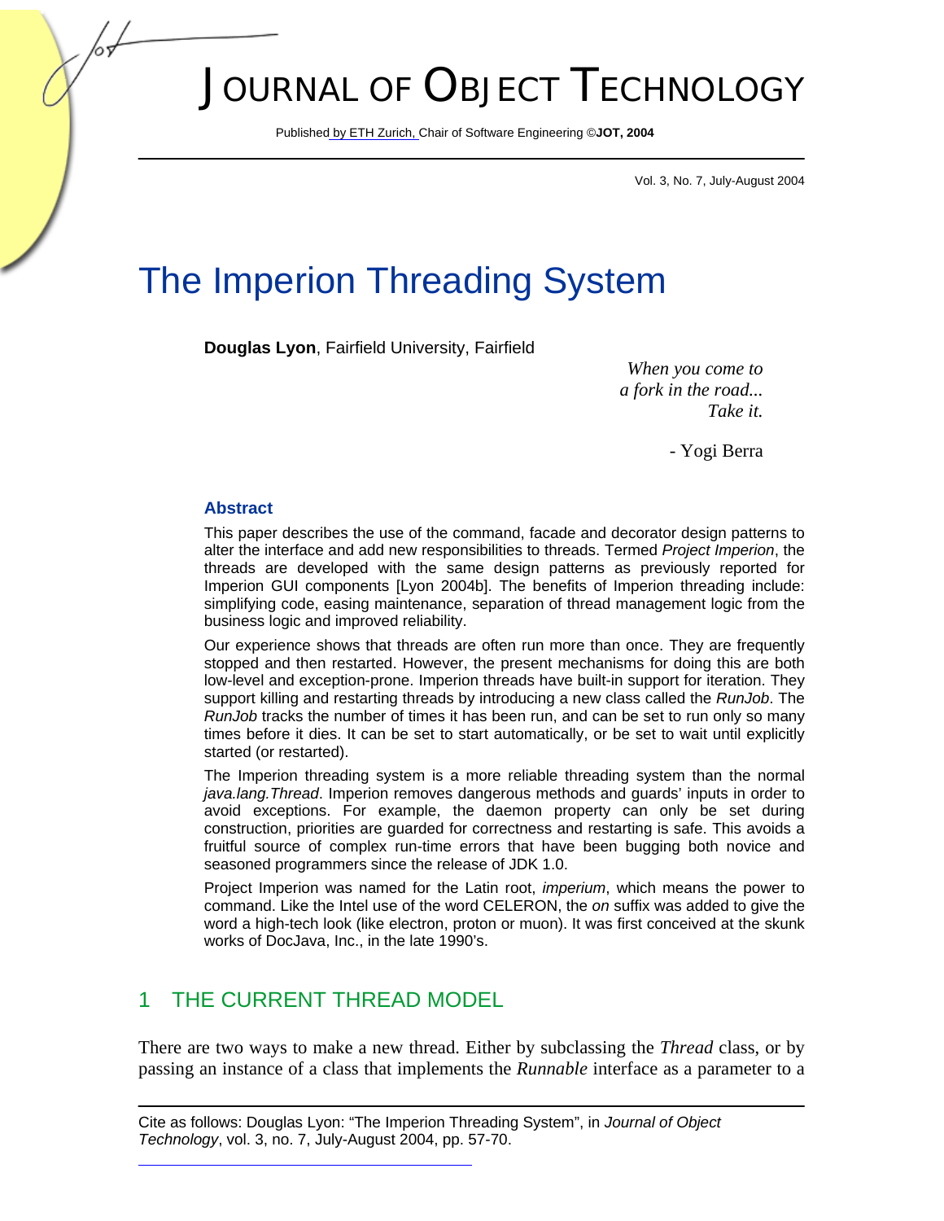# JOURNAL OF OBJECT TECHNOLOGY

Published by ETH Zurich, Chair of Software Engineering ©**JOT, 2004**

Vol. 3, No. 7, July-August 2004

# The Imperion Threading System

**Douglas Lyon**, Fairfield University, Fairfield

*When you come to a fork in the road... Take it.*

- Yogi Berra

### Abstract

This paper describes the use of the command, facade and decorator design patterns to alter the interface and add new responsibilities to threads. Termed *Project Imperion*, the threads are developed with the same design patterns as previously reported for Imperion GUI components [Lyon 2004b]. The benefits of Imperion threading include: simplifying code, easing maintenance, separation of thread management logic from the business logic and improved reliability.

Our experience shows that threads are often run more than once. They are frequently stopped and then restarted. However, the present mechanisms for doing this are both low-level and exception-prone. Imperion threads have built-in support for iteration. They support killing and restarting threads by introducing a new class called the *RunJob*. The *RunJob* tracks the number of times it has been run, and can be set to run only so many times before it dies. It can be set to start automatically, or be set to wait until explicitly started (or restarted).

The Imperion threading system is a more reliable threading system than the normal *java.lang.Thread*. Imperion removes dangerous methods and guards' inputs in order to avoid exceptions. For example, the daemon property can only be set during construction, priorities are guarded for correctness and restarting is safe. This avoids a fruitful source of complex run-time errors that have been bugging both novice and seasoned programmers since the release of JDK 1.0.

Project Imperion was named for the Latin root, *imperium*, which means the power to command. Like the Intel use of the word CELERON, the *on* suffix was added to give the word a high-tech look (like electron, proton or muon). It was first conceived at the skunk works of DocJava, Inc., in the late 1990's.

## 1 THE CURRENT THREAD MODEL

There are two ways to make a new thread. Either by subclassing the *Thread* class, or by passing an instance of a class that implements the *Runnable* interface as a parameter to a

Cite as follows: Douglas Lyon: "The Imperion Threading System", in *Journal of Object Technology*, vol. 3, no. 7, July-August 2004, pp. 57-70.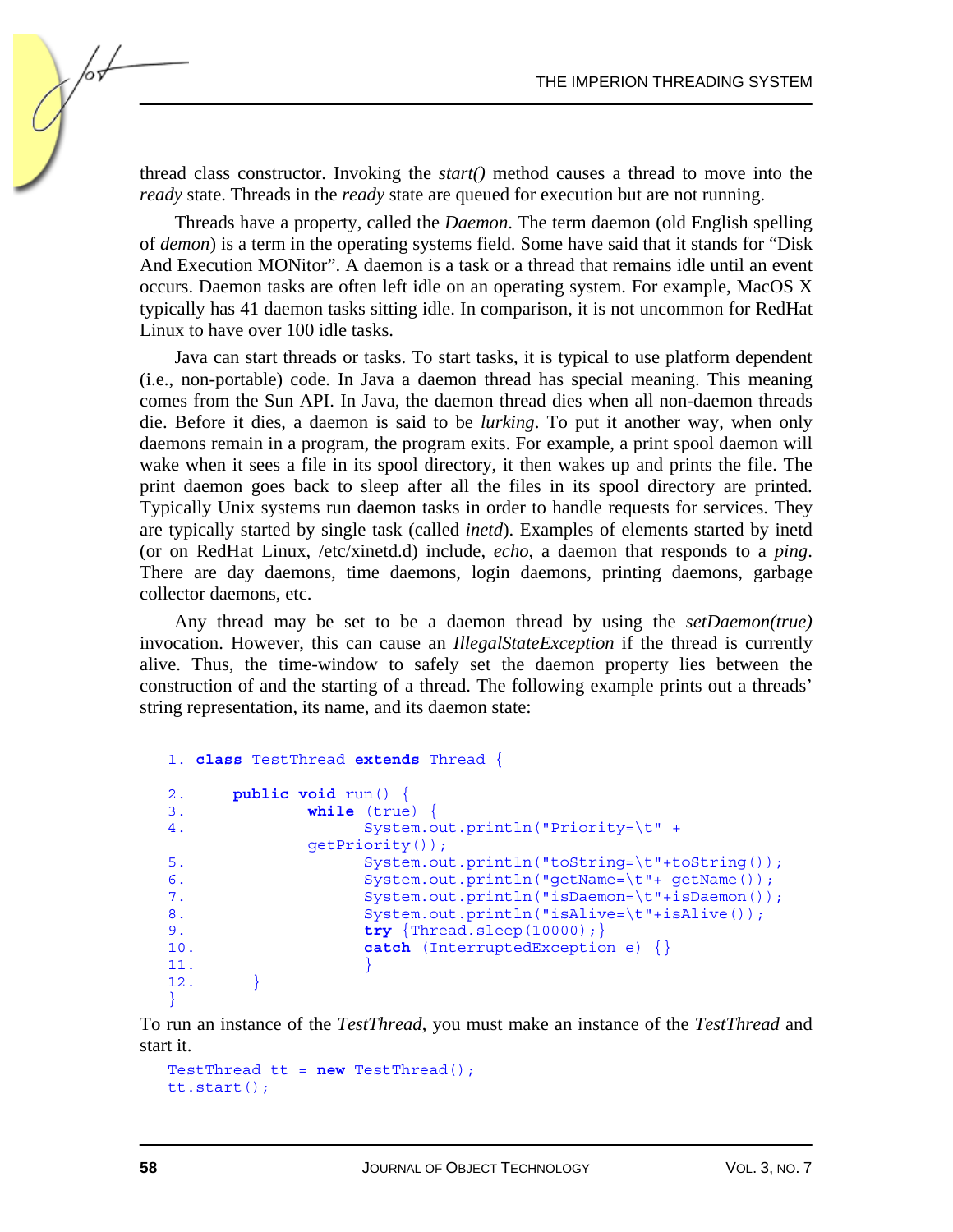thread class constructor. Invoking the *start()* method causes a thread to move into the *ready* state. Threads in the *ready* state are queued for execution but are not running.

Threads have a property, called the *Daemon*. The term daemon (old English spelling of *demon*) is a term in the operating systems field. Some have said that it stands for "Disk And Execution MONitor". A daemon is a task or a thread that remains idle until an event occurs. Daemon tasks are often left idle on an operating system. For example, MacOS X typically has 41 daemon tasks sitting idle. In comparison, it is not uncommon for RedHat Linux to have over 100 idle tasks.

Java can start threads or tasks. To start tasks, it is typical to use platform dependent (i.e., non-portable) code. In Java a daemon thread has special meaning. This meaning comes from the Sun API. In Java, the daemon thread dies when all non-daemon threads die. Before it dies, a daemon is said to be *lurking*. To put it another way, when only daemons remain in a program, the program exits. For example, a print spool daemon will wake when it sees a file in its spool directory, it then wakes up and prints the file. The print daemon goes back to sleep after all the files in its spool directory are printed. Typically Unix systems run daemon tasks in order to handle requests for services. They are typically started by single task (called *inetd*). Examples of elements started by inetd (or on RedHat Linux, /etc/xinetd.d) include, *echo*, a daemon that responds to a *ping*. There are day daemons, time daemons, login daemons, printing daemons, garbage collector daemons, etc.

Any thread may be set to be a daemon thread by using the *setDaemon(true)* invocation. However, this can cause an *IllegalStateException* if the thread is currently alive. Thus, the time-window to safely set the daemon property lies between the construction of and the starting of a thread. The following example prints out a threads' string representation, its name, and its daemon state:

```
1. class TestThread extends Thread {
2.     public void run() {
3.             while (true) {
4.                   System.out.println("Priority=\t" +
               getPriority());
5.                   System.out.println("toString=\t"+toString());
6.                   System.out.println("getName=\t"+ getName());
7.                   System.out.println("isDaemon=\t"+isDaemon());
8.                   System.out.println("isAlive=\t"+isAlive());
9.                   try {Thread.sleep(10000);}
10.                  catch (InterruptedException e) {}
11.                  }
12.      }
}
```

To run an instance of the *TestThread*, you must make an instance of the *TestThread* and start it.

```
TestThread tt = new TestThread();
tt.start();
```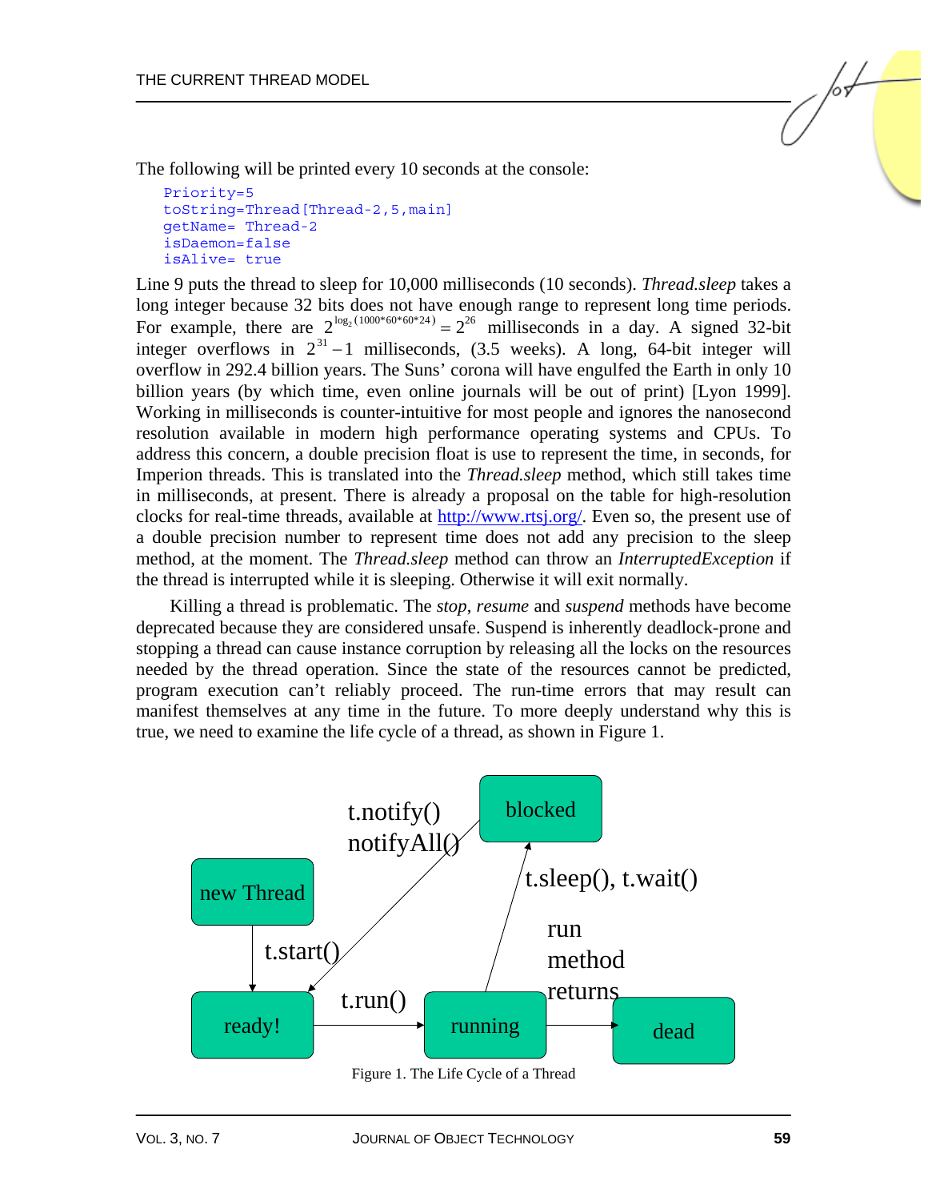The following will be printed every 10 seconds at the console:

```
Priority=5
toString=Thread[Thread-2,5,main]
getName= Thread-2
isDaemon=false
isAlive= true
```

Line 9 puts the thread to sleep for 10,000 milliseconds (10 seconds). *Thread.sleep* takes a long integer because 32 bits does not have enough range to represent long time periods. For example, there are $2^{\log_2(1000*60*60*24)} = 2^{26}$ milliseconds in a day. A signed 32-bit integer overflows in $2^{31}-1$ milliseconds, (3.5 weeks). A long, 64-bit integer will overflow in 292.4 billion years. The Suns' corona will have engulfed the Earth in only 10 billion years (by which time, even online journals will be out of print) [Lyon 1999]. Working in milliseconds is counter-intuitive for most people and ignores the nanosecond resolution available in modern high performance operating systems and CPUs. To address this concern, a double precision float is use to represent the time, in seconds, for Imperion threads. This is translated into the *Thread.sleep* method, which still takes time in milliseconds, at present. There is already a proposal on the table for high-resolution clocks for real-time threads, available at http://www.rtsj.org/. Even so, the present use of a double precision number to represent time does not add any precision to the sleep method, at the moment. The *Thread.sleep* method can throw an *InterruptedException* if the thread is interrupted while it is sleeping. Otherwise it will exit normally.

Killing a thread is problematic. The *stop*, *resume* and *suspend* methods have become deprecated because they are considered unsafe. Suspend is inherently deadlock-prone and stopping a thread can cause instance corruption by releasing all the locks on the resources needed by the thread operation. Since the state of the resources cannot be predicted, program execution can't reliably proceed. The run-time errors that may result can manifest themselves at any time in the future. To more deeply understand why this is true, we need to examine the life cycle of a thread, as shown in Figure 1.

Figure 1. The Life Cycle of a Thread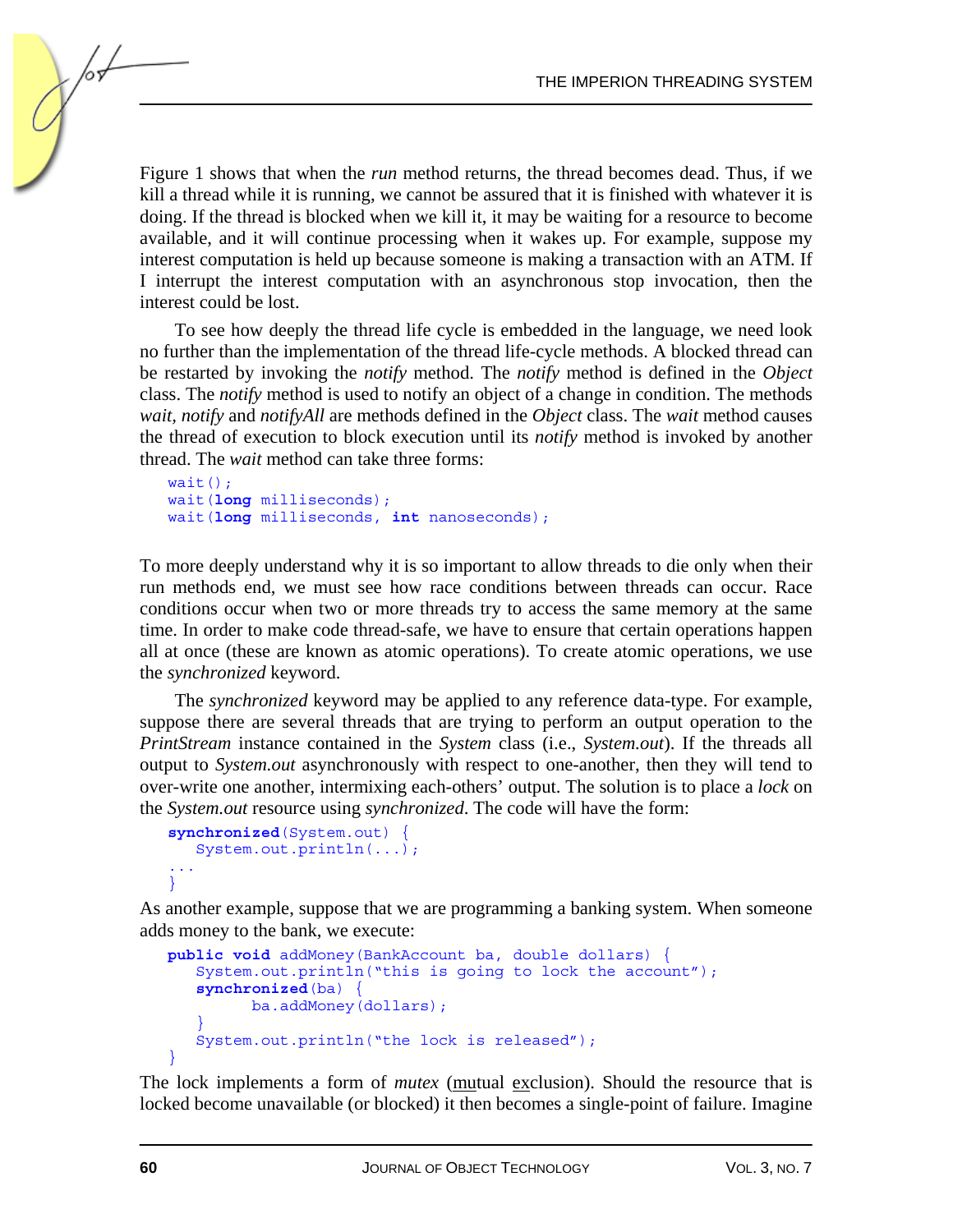Figure 1 shows that when the *run* method returns, the thread becomes dead. Thus, if we kill a thread while it is running, we cannot be assured that it is finished with whatever it is doing. If the thread is blocked when we kill it, it may be waiting for a resource to become available, and it will continue processing when it wakes up. For example, suppose my interest computation is held up because someone is making a transaction with an ATM. If I interrupt the interest computation with an asynchronous stop invocation, then the interest could be lost.

To see how deeply the thread life cycle is embedded in the language, we need look no further than the implementation of the thread life-cycle methods. A blocked thread can be restarted by invoking the *notify* method. The *notify* method is defined in the *Object* class. The *notify* method is used to notify an object of a change in condition. The methods *wait, notify* and *notifyAll* are methods defined in the *Object* class. The *wait* method causes the thread of execution to block execution until its *notify* method is invoked by another thread. The *wait* method can take three forms:

```
wait();
wait(long milliseconds);
wait(long milliseconds, int nanoseconds);
```

To more deeply understand why it is so important to allow threads to die only when their run methods end, we must see how race conditions between threads can occur. Race conditions occur when two or more threads try to access the same memory at the same time. In order to make code thread-safe, we have to ensure that certain operations happen all at once (these are known as atomic operations). To create atomic operations, we use the *synchronized* keyword.

The *synchronized* keyword may be applied to any reference data-type. For example, suppose there are several threads that are trying to perform an output operation to the *PrintStream* instance contained in the *System* class (i.e., *System.out*). If the threads all output to *System.out* asynchronously with respect to one-another, then they will tend to over-write one another, intermixing each-others' output. The solution is to place a *lock* on the *System.out* resource using *synchronized*. The code will have the form:

```
synchronized(System.out) {
   System.out.println(...);
...
}
```

As another example, suppose that we are programming a banking system. When someone adds money to the bank, we execute:

```
public void addMoney(BankAccount ba, double dollars) {
   System.out.println("this is going to lock the account");
   synchronized(ba) {
         ba.addMoney(dollars);
   }
   System.out.println("the lock is released");
}
```

The lock implements a form of *mutex* (mutual exclusion). Should the resource that is locked become unavailable (or blocked) it then becomes a single-point of failure. Imagine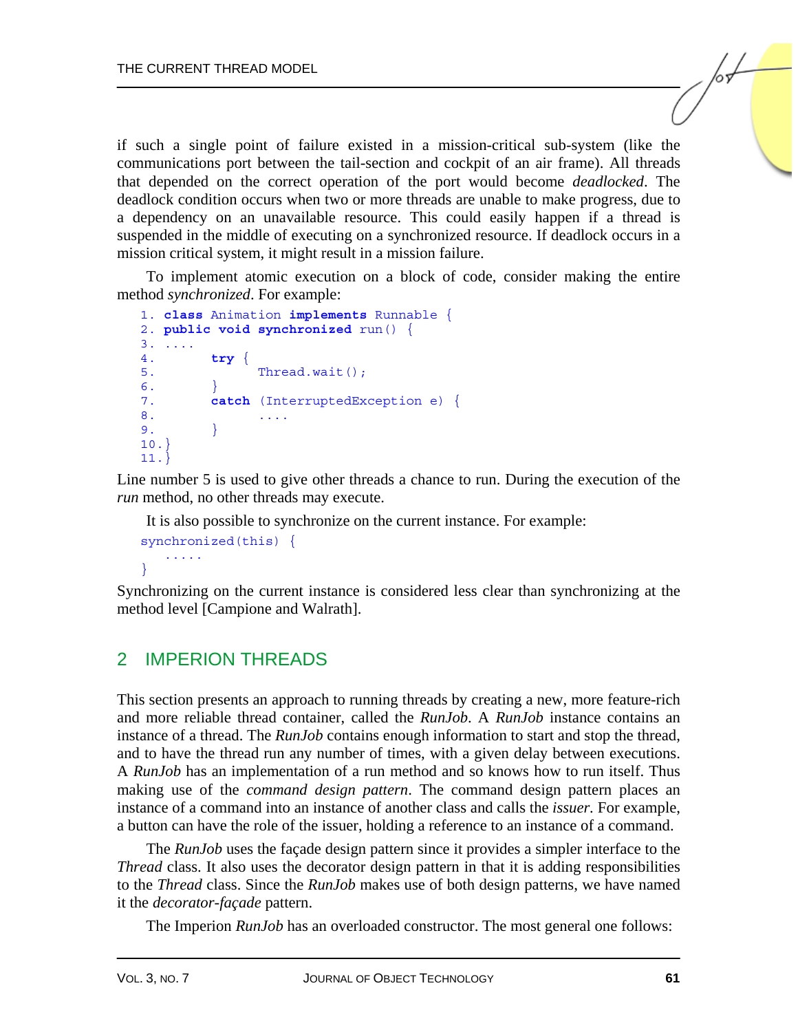if such a single point of failure existed in a mission-critical sub-system (like the communications port between the tail-section and cockpit of an air frame). All threads that depended on the correct operation of the port would become *deadlocked*. The deadlock condition occurs when two or more threads are unable to make progress, due to a dependency on an unavailable resource. This could easily happen if a thread is suspended in the middle of executing on a synchronized resource. If deadlock occurs in a mission critical system, it might result in a mission failure.

To implement atomic execution on a block of code, consider making the entire method *synchronized*. For example:

```
1. class Animation implements Runnable {
2. public void synchronized run() {
3. ....
4.       try {
5.             Thread.wait();
6.       }
7.       catch (InterruptedException e) {
8.             ....
9.       }
10.}
11.}
```

Line number 5 is used to give other threads a chance to run. During the execution of the *run* method, no other threads may execute.

It is also possible to synchronize on the current instance. For example:

```
synchronized(this) {
   .....
}
```

Synchronizing on the current instance is considered less clear than synchronizing at the method level [Campione and Walrath].

## 2 IMPERION THREADS

This section presents an approach to running threads by creating a new, more feature-rich and more reliable thread container, called the *RunJob*. A *RunJob* instance contains an instance of a thread. The *RunJob* contains enough information to start and stop the thread, and to have the thread run any number of times, with a given delay between executions. A *RunJob* has an implementation of a run method and so knows how to run itself. Thus making use of the *command design pattern*. The command design pattern places an instance of a command into an instance of another class and calls the *issuer*. For example, a button can have the role of the issuer, holding a reference to an instance of a command.

The *RunJob* uses the façade design pattern since it provides a simpler interface to the *Thread* class. It also uses the decorator design pattern in that it is adding responsibilities to the *Thread* class. Since the *RunJob* makes use of both design patterns, we have named it the *decorator-façade* pattern.

The Imperion *RunJob* has an overloaded constructor. The most general one follows: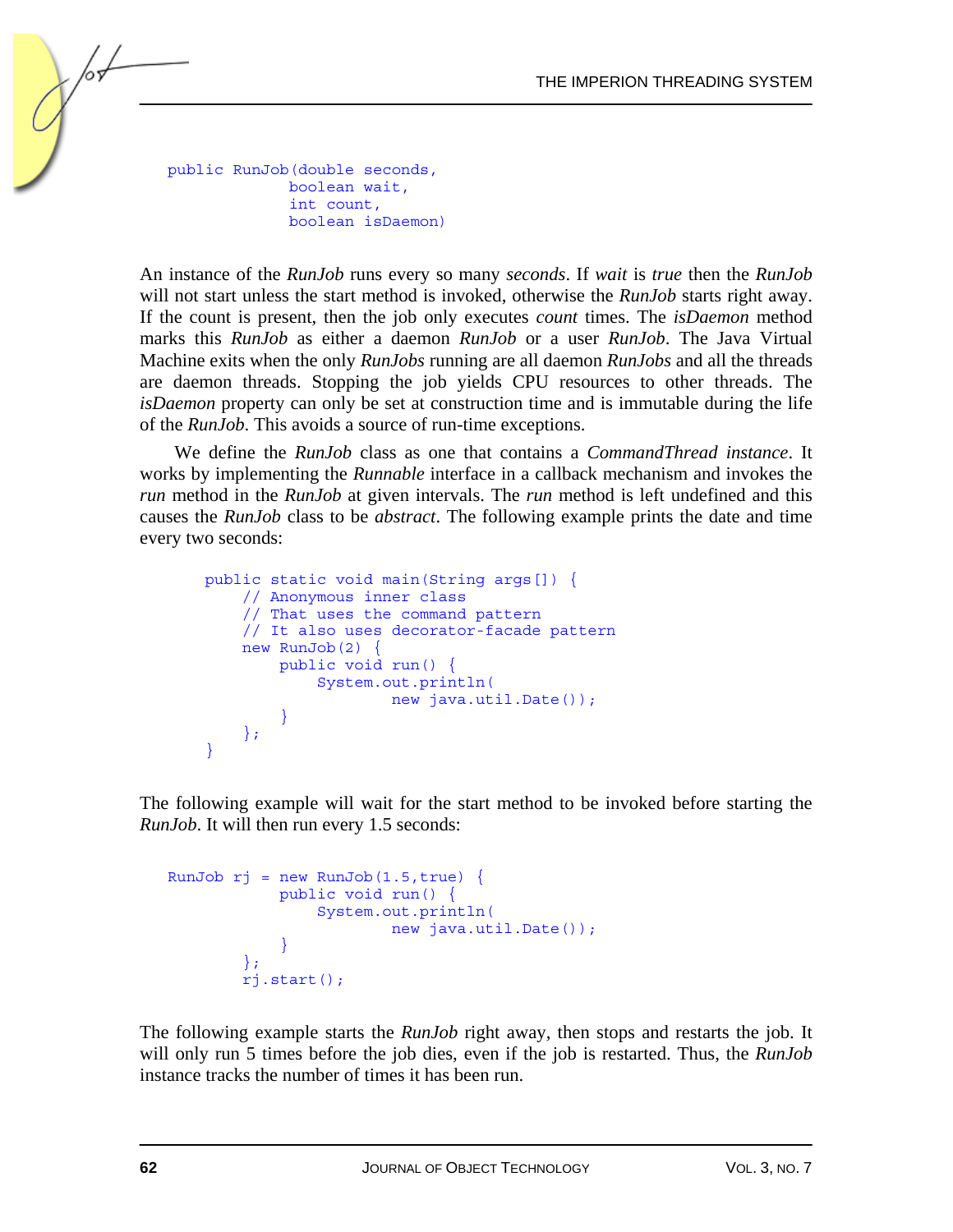```
public RunJob(double seconds,
              boolean wait,
              int count,
              boolean isDaemon)
```

An instance of the *RunJob* runs every so many *seconds*. If *wait* is *true* then the *RunJob* will not start unless the start method is invoked, otherwise the *RunJob* starts right away. If the count is present, then the job only executes *count* times. The *isDaemon* method marks this *RunJob* as either a daemon *RunJob* or a user *RunJob*. The Java Virtual Machine exits when the only *RunJobs* running are all daemon *RunJobs* and all the threads are daemon threads. Stopping the job yields CPU resources to other threads. The *isDaemon* property can only be set at construction time and is immutable during the life of the *RunJob*. This avoids a source of run-time exceptions.

We define the *RunJob* class as one that contains a *CommandThread instance*. It works by implementing the *Runnable* interface in a callback mechanism and invokes the *run* method in the *RunJob* at given intervals. The *run* method is left undefined and this causes the *RunJob* class to be *abstract*. The following example prints the date and time every two seconds:

```
public static void main(String args[]) {
    // Anonymous inner class
    // That uses the command pattern
    // It also uses decorator-facade pattern
    new RunJob(2) {
        public void run() {
            System.out.println(
                    new java.util.Date());
        }
    };
}
```

The following example will wait for the start method to be invoked before starting the *RunJob*. It will then run every 1.5 seconds:

```
RunJob rj = new RunJob(1.5,true) {
            public void run() {
                System.out.println(
                        new java.util.Date());
            }
        };
        rj.start();
```

The following example starts the *RunJob* right away, then stops and restarts the job. It will only run 5 times before the job dies, even if the job is restarted. Thus, the *RunJob* instance tracks the number of times it has been run.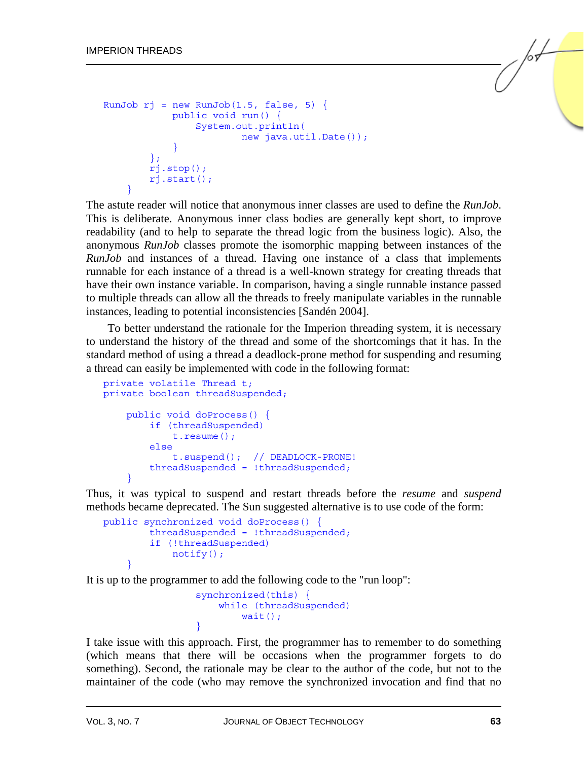```
RunJob rj = new RunJob(1.5, false, 5) {
            public void run() {
                System.out.println(
                        new java.util.Date());
            }
        };
        rj.stop();
        rj.start();
    }
```

The astute reader will notice that anonymous inner classes are used to define the *RunJob*. This is deliberate. Anonymous inner class bodies are generally kept short, to improve readability (and to help to separate the thread logic from the business logic). Also, the anonymous *RunJob* classes promote the isomorphic mapping between instances of the *RunJob* and instances of a thread. Having one instance of a class that implements runnable for each instance of a thread is a well-known strategy for creating threads that have their own instance variable. In comparison, having a single runnable instance passed to multiple threads can allow all the threads to freely manipulate variables in the runnable instances, leading to potential inconsistencies [Sandén 2004].

To better understand the rationale for the Imperion threading system, it is necessary to understand the history of the thread and some of the shortcomings that it has. In the standard method of using a thread a deadlock-prone method for suspending and resuming a thread can easily be implemented with code in the following format:

```
private volatile Thread t;
private boolean threadSuspended;

    public void doProcess() {
        if (threadSuspended)
            t.resume();
        else
            t.suspend();  // DEADLOCK-PRONE!
        threadSuspended = !threadSuspended;
    }
```

Thus, it was typical to suspend and restart threads before the *resume* and *suspend* methods became deprecated. The Sun suggested alternative is to use code of the form:

```
public synchronized void doProcess() {
        threadSuspended = !threadSuspended;
        if (!threadSuspended)
            notify();
    }
```

It is up to the programmer to add the following code to the "run loop":

```
                synchronized(this) {
                    while (threadSuspended)
                        wait();
                }
```

I take issue with this approach. First, the programmer has to remember to do something (which means that there will be occasions when the programmer forgets to do something). Second, the rationale may be clear to the author of the code, but not to the maintainer of the code (who may remove the synchronized invocation and find that no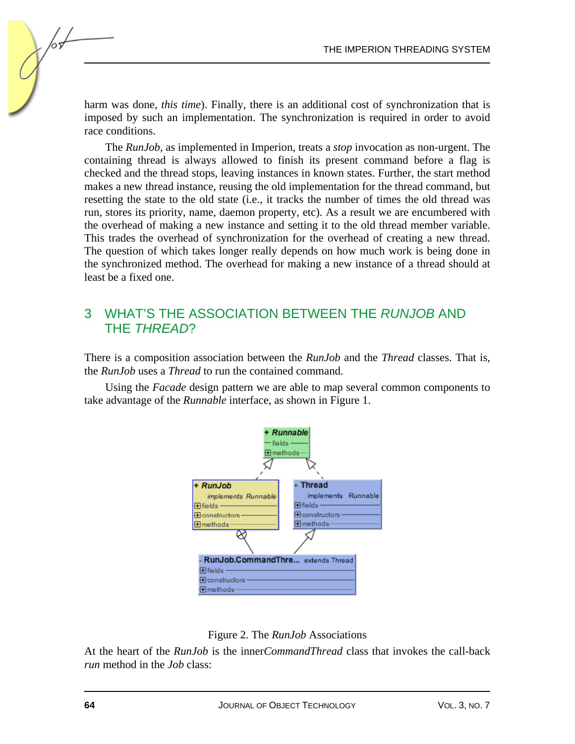harm was done, *this time*). Finally, there is an additional cost of synchronization that is imposed by such an implementation. The synchronization is required in order to avoid race conditions.

The *RunJob,* as implemented in Imperion, treats a *stop* invocation as non-urgent. The containing thread is always allowed to finish its present command before a flag is checked and the thread stops, leaving instances in known states. Further, the start method makes a new thread instance, reusing the old implementation for the thread command, but resetting the state to the old state (i.e., it tracks the number of times the old thread was run, stores its priority, name, daemon property, etc). As a result we are encumbered with the overhead of making a new instance and setting it to the old thread member variable. This trades the overhead of synchronization for the overhead of creating a new thread. The question of which takes longer really depends on how much work is being done in the synchronized method. The overhead for making a new instance of a thread should at least be a fixed one.

## 3 WHAT'S THE ASSOCIATION BETWEEN THE *RUNJOB* AND THE *THREAD*?

There is a composition association between the *RunJob* and the *Thread* classes. That is, the *RunJob* uses a *Thread* to run the contained command.

Using the *Facade* design pattern we are able to map several common components to take advantage of the *Runnable* interface, as shown in Figure 1.

Figure 2. The *RunJob* Associations

At the heart of the *RunJob* is the inner*CommandThread* class that invokes the call-back *run* method in the *Job* class: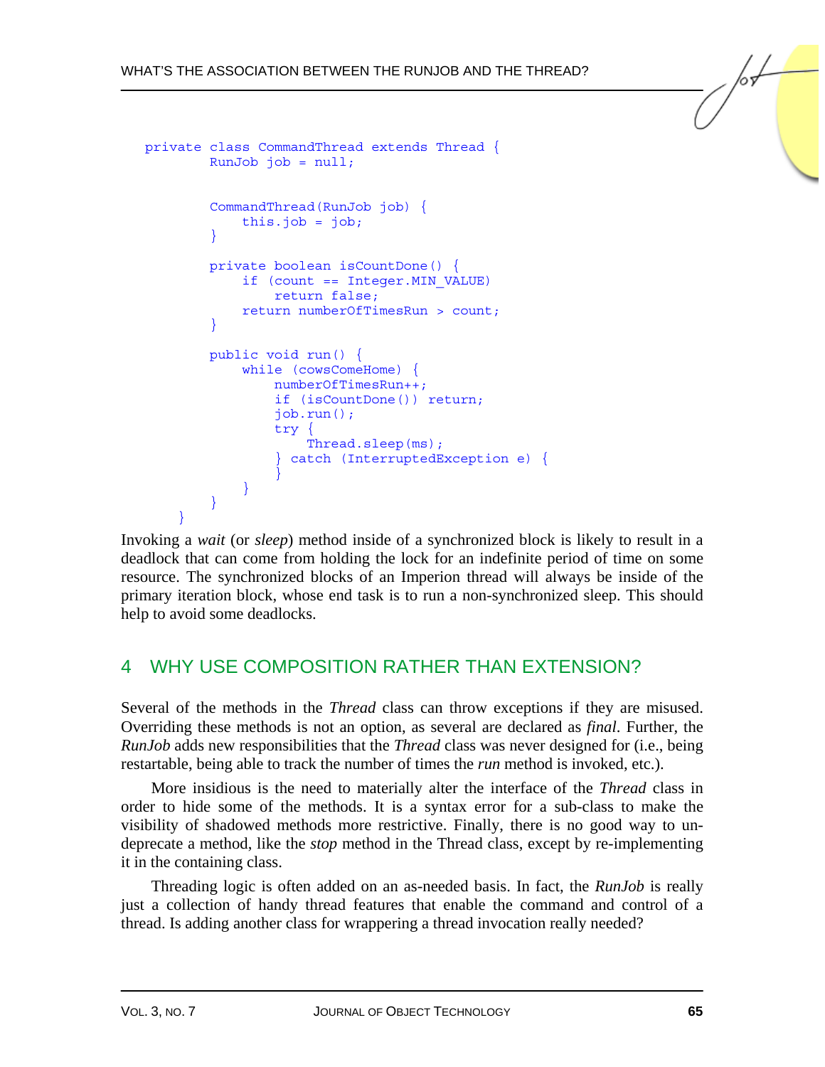```
private class CommandThread extends Thread {
        RunJob job = null;


        CommandThread(RunJob job) {
            this.job = job;
        }

        private boolean isCountDone() {
            if (count == Integer.MIN_VALUE)
                return false;
            return numberOfTimesRun > count;
        }

        public void run() {
            while (cowsComeHome) {
                numberOfTimesRun++;
                if (isCountDone()) return;
                job.run();
                try {
                    Thread.sleep(ms);
                } catch (InterruptedException e) {
                }
            }
        }
    }
```

Invoking a *wait* (or *sleep*) method inside of a synchronized block is likely to result in a deadlock that can come from holding the lock for an indefinite period of time on some resource. The synchronized blocks of an Imperion thread will always be inside of the primary iteration block, whose end task is to run a non-synchronized sleep. This should help to avoid some deadlocks.

## 4 WHY USE COMPOSITION RATHER THAN EXTENSION?

Several of the methods in the *Thread* class can throw exceptions if they are misused. Overriding these methods is not an option, as several are declared as *final*. Further, the *RunJob* adds new responsibilities that the *Thread* class was never designed for (i.e., being restartable, being able to track the number of times the *run* method is invoked, etc.).

More insidious is the need to materially alter the interface of the *Thread* class in order to hide some of the methods. It is a syntax error for a sub-class to make the visibility of shadowed methods more restrictive. Finally, there is no good way to un-deprecate a method, like the *stop* method in the Thread class, except by re-implementing it in the containing class.

Threading logic is often added on an as-needed basis. In fact, the *RunJob* is really just a collection of handy thread features that enable the command and control of a thread. Is adding another class for wrappering a thread invocation really needed?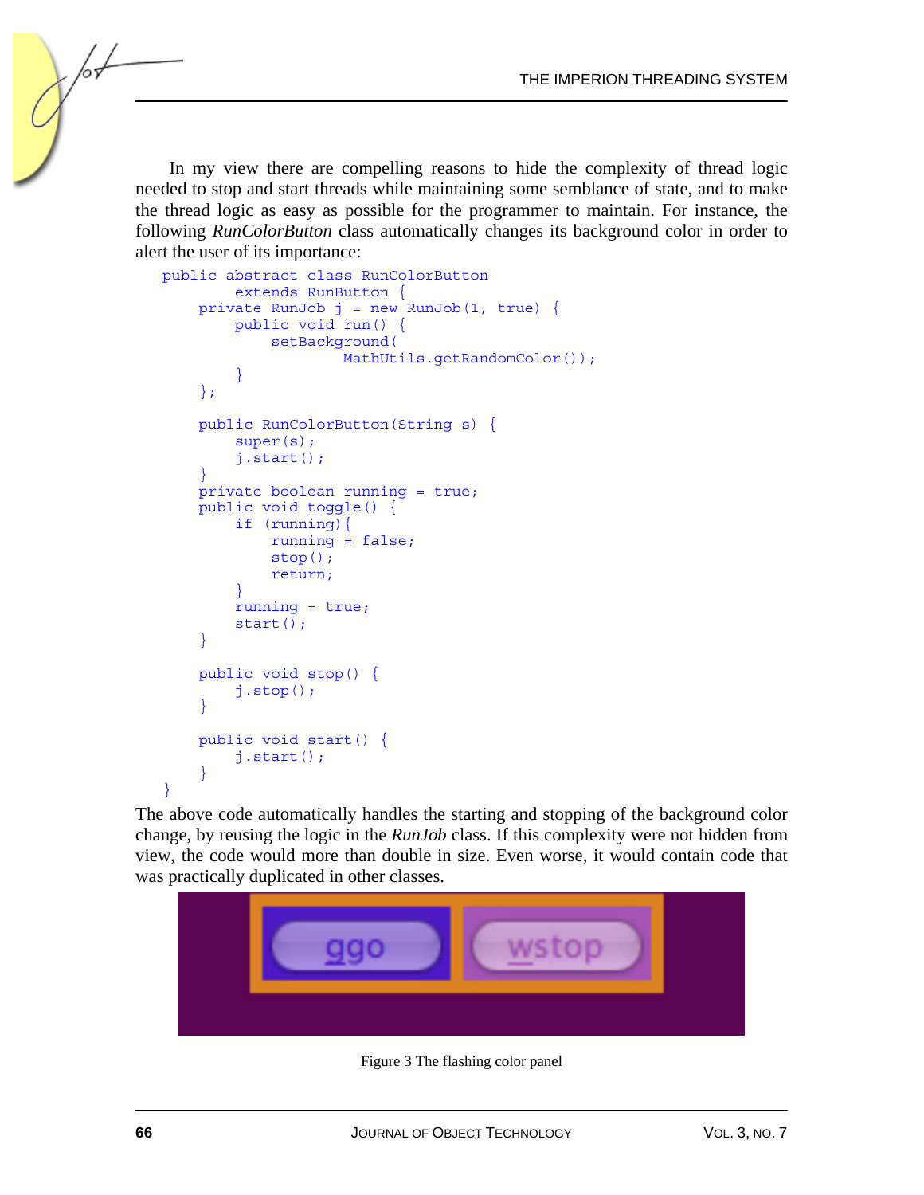In my view there are compelling reasons to hide the complexity of thread logic needed to stop and start threads while maintaining some semblance of state, and to make the thread logic as easy as possible for the programmer to maintain. For instance, the following *RunColorButton* class automatically changes its background color in order to alert the user of its importance:

```
public abstract class RunColorButton
        extends RunButton {
    private RunJob j = new RunJob(1, true) {
        public void run() {
            setBackground(
                    MathUtils.getRandomColor());
        }
    };

    public RunColorButton(String s) {
        super(s);
        j.start();
    }
    private boolean running = true;
    public void toggle() {
        if (running){
            running = false;
            stop();
            return;
        }
        running = true;
        start();
    }

    public void stop() {
        j.stop();
    }

    public void start() {
        j.start();
    }
}
```

The above code automatically handles the starting and stopping of the background color change, by reusing the logic in the *RunJob* class. If this complexity were not hidden from view, the code would more than double in size. Even worse, it would contain code that was practically duplicated in other classes.

Figure 3 The flashing color panel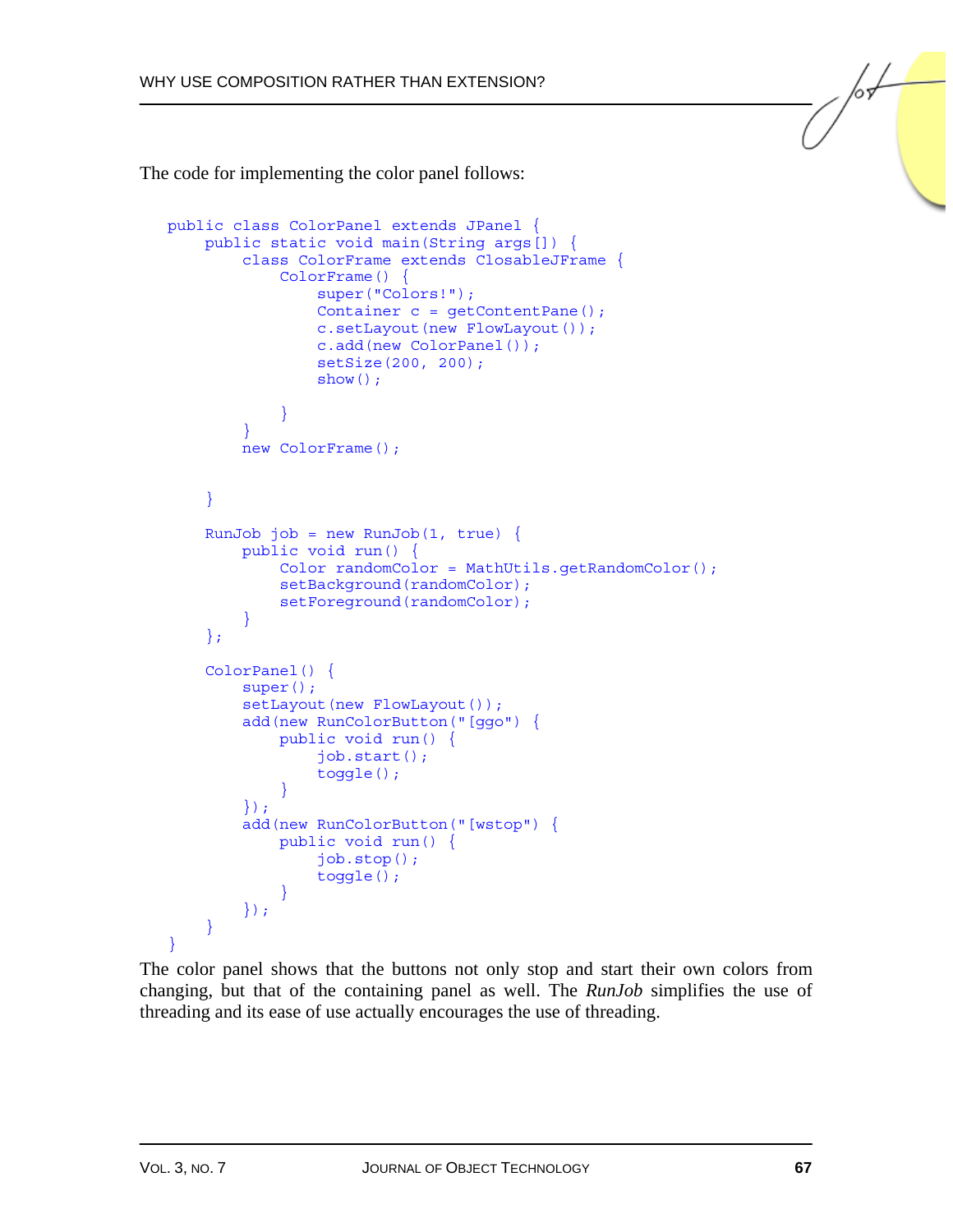The code for implementing the color panel follows:

```
public class ColorPanel extends JPanel {
    public static void main(String args[]) {
        class ColorFrame extends ClosableJFrame {
            ColorFrame() {
                super("Colors!");
                Container c = getContentPane();
                c.setLayout(new FlowLayout());
                c.add(new ColorPanel());
                setSize(200, 200);
                show();

            }
        }
        new ColorFrame();


    }

    RunJob job = new RunJob(1, true) {
        public void run() {
            Color randomColor = MathUtils.getRandomColor();
            setBackground(randomColor);
            setForeground(randomColor);
        }
    };

    ColorPanel() {
        super();
        setLayout(new FlowLayout());
        add(new RunColorButton("[ggo") {
            public void run() {
                job.start();
                toggle();
            }
        });
        add(new RunColorButton("[wstop") {
            public void run() {
                job.stop();
                toggle();
            }
        });
    }
}
```

The color panel shows that the buttons not only stop and start their own colors from changing, but that of the containing panel as well. The *RunJob* simplifies the use of threading and its ease of use actually encourages the use of threading.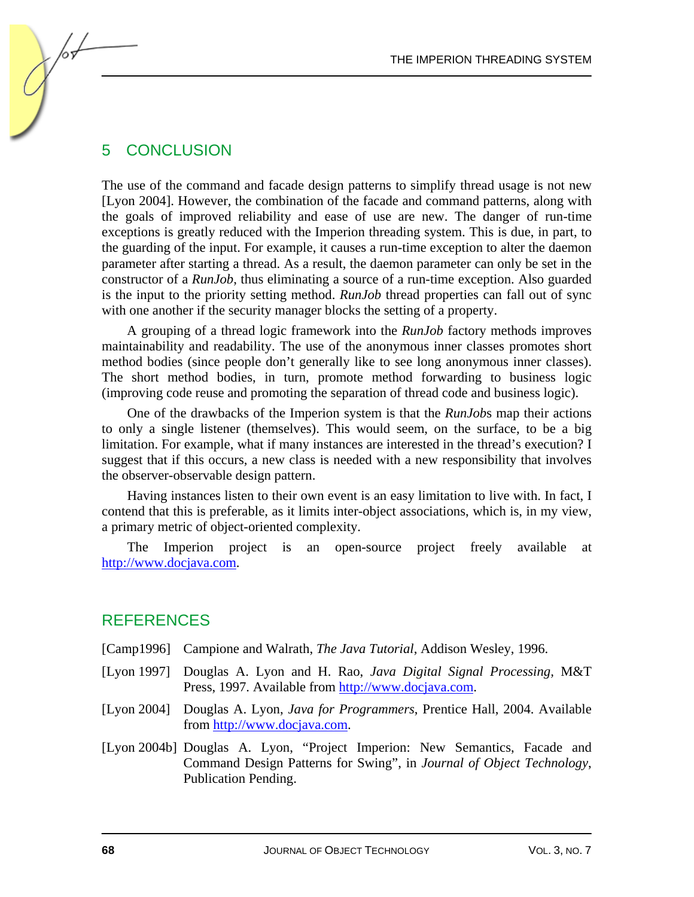## 5 CONCLUSION

The use of the command and facade design patterns to simplify thread usage is not new [Lyon 2004]. However, the combination of the facade and command patterns, along with the goals of improved reliability and ease of use are new. The danger of run-time exceptions is greatly reduced with the Imperion threading system. This is due, in part, to the guarding of the input. For example, it causes a run-time exception to alter the daemon parameter after starting a thread. As a result, the daemon parameter can only be set in the constructor of a *RunJob*, thus eliminating a source of a run-time exception. Also guarded is the input to the priority setting method. *RunJob* thread properties can fall out of sync with one another if the security manager blocks the setting of a property.

A grouping of a thread logic framework into the *RunJob* factory methods improves maintainability and readability. The use of the anonymous inner classes promotes short method bodies (since people don't generally like to see long anonymous inner classes). The short method bodies, in turn, promote method forwarding to business logic (improving code reuse and promoting the separation of thread code and business logic).

One of the drawbacks of the Imperion system is that the *RunJob*s map their actions to only a single listener (themselves). This would seem, on the surface, to be a big limitation. For example, what if many instances are interested in the thread's execution? I suggest that if this occurs, a new class is needed with a new responsibility that involves the observer-observable design pattern.

Having instances listen to their own event is an easy limitation to live with. In fact, I contend that this is preferable, as it limits inter-object associations, which is, in my view, a primary metric of object-oriented complexity.

The Imperion project is an open-source project freely available at http://www.docjava.com.

## REFERENCES

[Camp1996] Campione and Walrath, *The Java Tutorial*, Addison Wesley, 1996.

[Lyon 1997] Douglas A. Lyon and H. Rao, *Java Digital Signal Processing*, M&T Press, 1997. Available from http://www.docjava.com.

[Lyon 2004] Douglas A. Lyon, *Java for Programmers*, Prentice Hall, 2004. Available from http://www.docjava.com.

[Lyon 2004b] Douglas A. Lyon, "Project Imperion: New Semantics, Facade and Command Design Patterns for Swing", in *Journal of Object Technology*, Publication Pending.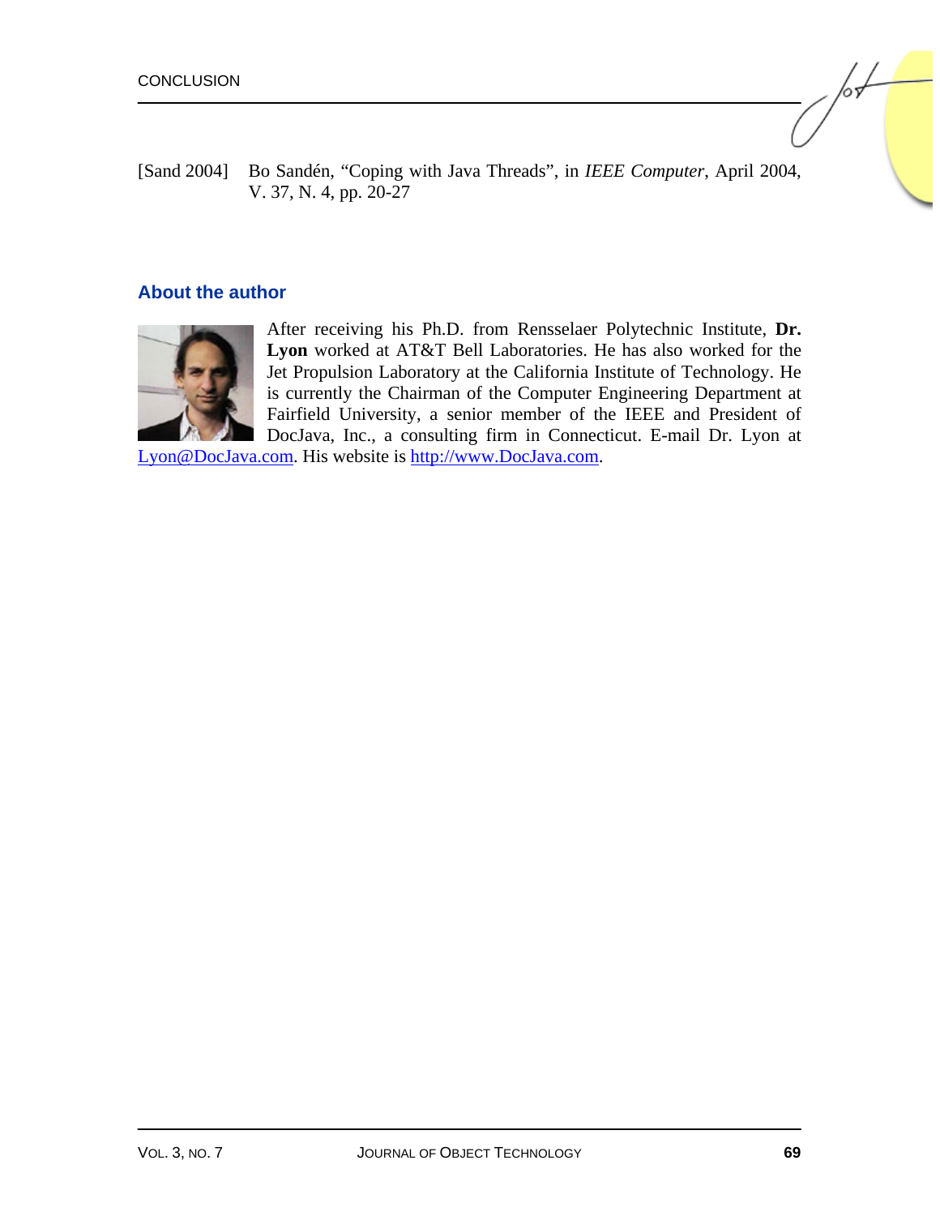[Sand 2004] Bo Sandén, “Coping with Java Threads”, in *IEEE Computer*, April 2004, V. 37, N. 4, pp. 20-27

## About the author

After receiving his Ph.D. from Rensselaer Polytechnic Institute, **Dr. Lyon** worked at AT&T Bell Laboratories. He has also worked for the Jet Propulsion Laboratory at the California Institute of Technology. He is currently the Chairman of the Computer Engineering Department at Fairfield University, a senior member of the IEEE and President of DocJava, Inc., a consulting firm in Connecticut. E-mail Dr. Lyon at Lyon@DocJava.com. His website is http://www.DocJava.com.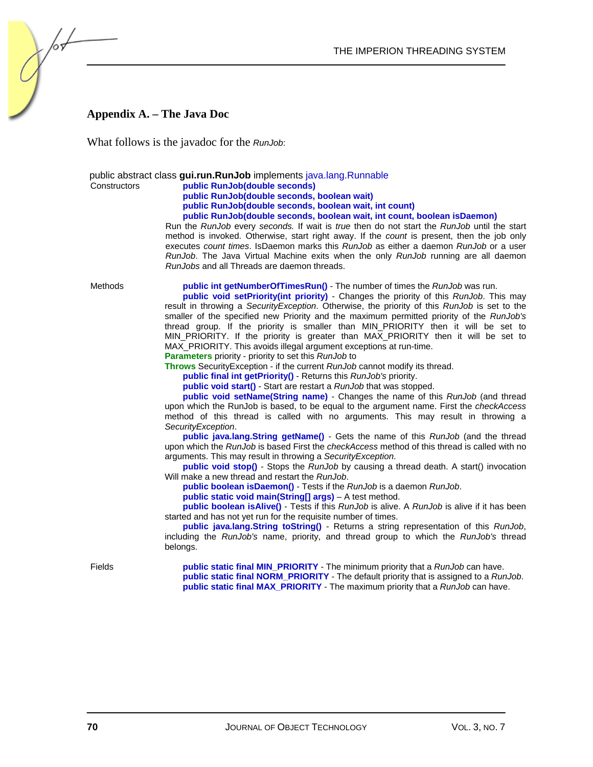## Appendix A. – The Java Doc

What follows is the javadoc for the *RunJob*:

public abstract class **gui.run.RunJob** implements java.lang.Runnable

Constructors

**public RunJob(double seconds)**
**public RunJob(double seconds, boolean wait)**
**public RunJob(double seconds, boolean wait, int count)**
**public RunJob(double seconds, boolean wait, int count, boolean isDaemon)**

Run the *RunJob* every *seconds.* If wait is *true* then do not start the *RunJob* until the start method is invoked. Otherwise, start right away. If the *count* is present, then the job only executes *count times*. IsDaemon marks this *RunJob* as either a daemon *RunJob* or a user *RunJob*. The Java Virtual Machine exits when the only *RunJob* running are all daemon *RunJobs* and all Threads are daemon threads.

Methods

**public int getNumberOfTimesRun()** - The number of times the *RunJob* was run.

**public void setPriority(int priority)** - Changes the priority of this *RunJob*. This may result in throwing a *SecurityException*. Otherwise, the priority of this *RunJob* is set to the smaller of the specified new Priority and the maximum permitted priority of the *RunJob's* thread group. If the priority is smaller than MIN_PRIORITY then it will be set to MIN_PRIORITY. If the priority is greater than MAX_PRIORITY then it will be set to MAX_PRIORITY. This avoids illegal argument exceptions at run-time.
**Parameters** priority - priority to set this *RunJob* to
**Throws** SecurityException - if the current *RunJob* cannot modify its thread.

**public final int getPriority()** - Returns this *RunJob's* priority.

**public void start()** - Start are restart a *RunJob* that was stopped.

**public void setName(String name)** - Changes the name of this *RunJob* (and thread upon which the RunJob is based, to be equal to the argument name. First the *checkAccess* method of this thread is called with no arguments. This may result in throwing a *SecurityException*.

**public java.lang.String getName()** - Gets the name of this *RunJob* (and the thread upon which the *RunJob* is based First the *checkAccess* method of this thread is called with no arguments. This may result in throwing a *SecurityException*.

**public void stop()** - Stops the *RunJob* by causing a thread death. A start() invocation Will make a new thread and restart the *RunJob*.

**public boolean isDaemon()** - Tests if the *RunJob* is a daemon *RunJob*.

**public static void main(String[] args)** – A test method.

**public boolean isAlive()** - Tests if this *RunJob* is alive. A *RunJob* is alive if it has been started and has not yet run for the requisite number of times.

**public java.lang.String toString()** - Returns a string representation of this *RunJob*, including the *RunJob's* name, priority, and thread group to which the *RunJob's* thread belongs.

Fields

**public static final MIN_PRIORITY** - The minimum priority that a *RunJob* can have.
**public static final NORM_PRIORITY** - The default priority that is assigned to a *RunJob*.
**public static final MAX_PRIORITY** - The maximum priority that a *RunJob* can have.